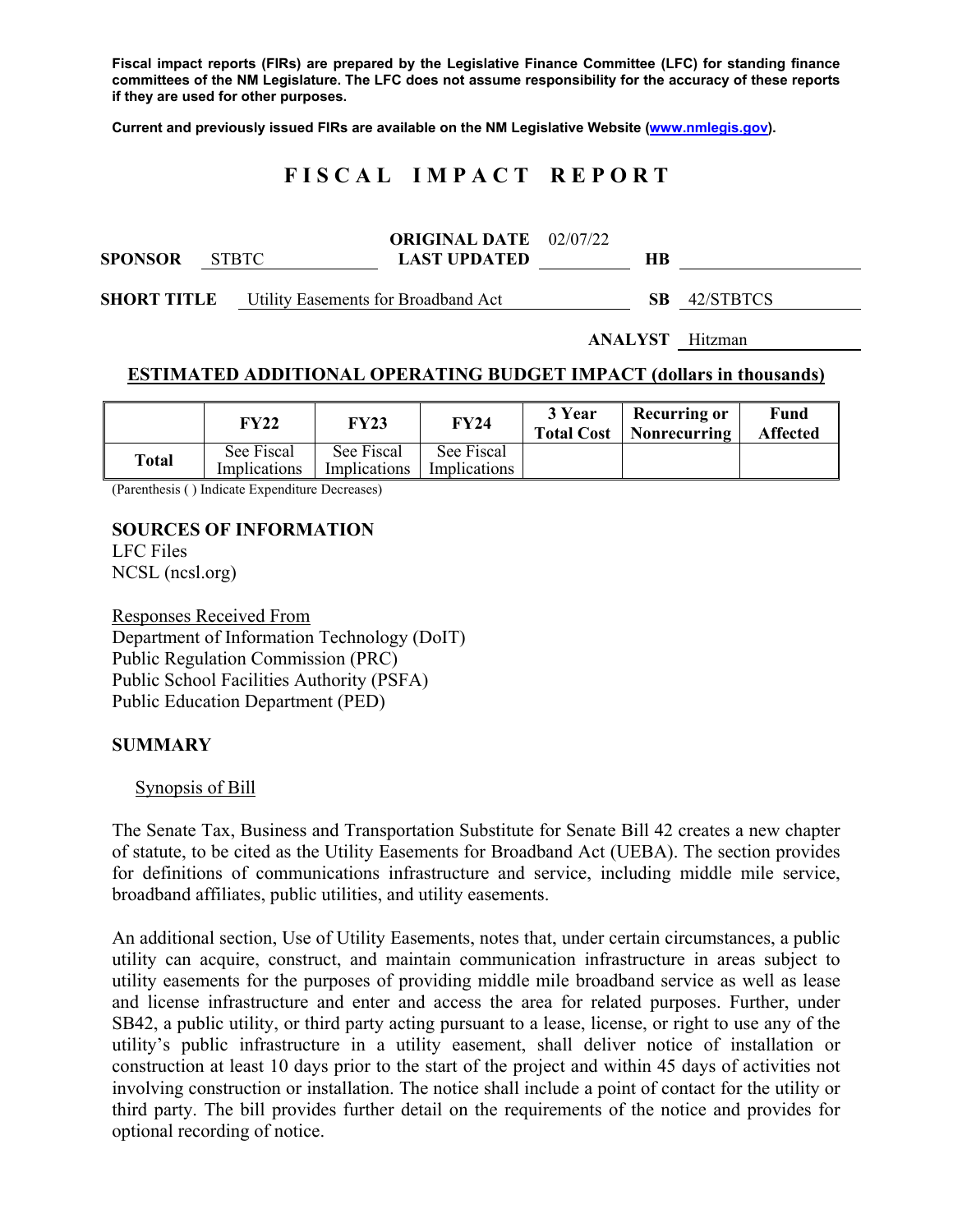**Fiscal impact reports (FIRs) are prepared by the Legislative Finance Committee (LFC) for standing finance committees of the NM Legislature. The LFC does not assume responsibility for the accuracy of these reports if they are used for other purposes.**

**Current and previously issued FIRs are available on the NM Legislative Website (www.nmlegis.gov).**

# FISCAL IMPACT REPORT

**SPONSOR** STBTC **ORIGINAL DATE** 02/07/22 **LAST UPDATED** **HB**

**SHORT TITLE** Utility Easements for Broadband Act **SB** 42/STBTCS

**ANALYST** Hitzman

## ESTIMATED ADDITIONAL OPERATING BUDGET IMPACT (dollars in thousands)

| | FY22 | FY23 | FY24 | 3 Year Total Cost | Recurring or Nonrecurring | Fund Affected |
|---|---|---|---|---|---|---|
| **Total** | See Fiscal Implications | See Fiscal Implications | See Fiscal Implications | | | |

(Parenthesis ( ) Indicate Expenditure Decreases)

**SOURCES OF INFORMATION**
LFC Files
NCSL (ncsl.org)

Responses Received From
Department of Information Technology (DoIT)
Public Regulation Commission (PRC)
Public School Facilities Authority (PSFA)
Public Education Department (PED)

**SUMMARY**

Synopsis of Bill

The Senate Tax, Business and Transportation Substitute for Senate Bill 42 creates a new chapter of statute, to be cited as the Utility Easements for Broadband Act (UEBA). The section provides for definitions of communications infrastructure and service, including middle mile service, broadband affiliates, public utilities, and utility easements.

An additional section, Use of Utility Easements, notes that, under certain circumstances, a public utility can acquire, construct, and maintain communication infrastructure in areas subject to utility easements for the purposes of providing middle mile broadband service as well as lease and license infrastructure and enter and access the area for related purposes. Further, under SB42, a public utility, or third party acting pursuant to a lease, license, or right to use any of the utility's public infrastructure in a utility easement, shall deliver notice of installation or construction at least 10 days prior to the start of the project and within 45 days of activities not involving construction or installation. The notice shall include a point of contact for the utility or third party. The bill provides further detail on the requirements of the notice and provides for optional recording of notice.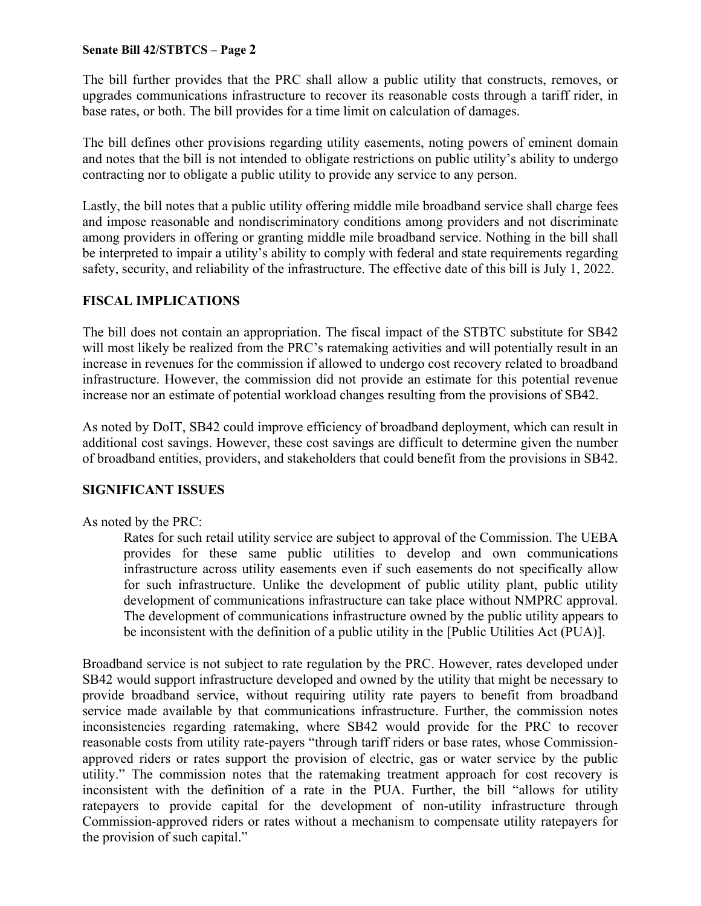The bill further provides that the PRC shall allow a public utility that constructs, removes, or upgrades communications infrastructure to recover its reasonable costs through a tariff rider, in base rates, or both. The bill provides for a time limit on calculation of damages.

The bill defines other provisions regarding utility easements, noting powers of eminent domain and notes that the bill is not intended to obligate restrictions on public utility's ability to undergo contracting nor to obligate a public utility to provide any service to any person.

Lastly, the bill notes that a public utility offering middle mile broadband service shall charge fees and impose reasonable and nondiscriminatory conditions among providers and not discriminate among providers in offering or granting middle mile broadband service. Nothing in the bill shall be interpreted to impair a utility's ability to comply with federal and state requirements regarding safety, security, and reliability of the infrastructure. The effective date of this bill is July 1, 2022.

## FISCAL IMPLICATIONS

The bill does not contain an appropriation. The fiscal impact of the STBTC substitute for SB42 will most likely be realized from the PRC's ratemaking activities and will potentially result in an increase in revenues for the commission if allowed to undergo cost recovery related to broadband infrastructure. However, the commission did not provide an estimate for this potential revenue increase nor an estimate of potential workload changes resulting from the provisions of SB42.

As noted by DoIT, SB42 could improve efficiency of broadband deployment, which can result in additional cost savings. However, these cost savings are difficult to determine given the number of broadband entities, providers, and stakeholders that could benefit from the provisions in SB42.

## SIGNIFICANT ISSUES

As noted by the PRC:

> Rates for such retail utility service are subject to approval of the Commission. The UEBA provides for these same public utilities to develop and own communications infrastructure across utility easements even if such easements do not specifically allow for such infrastructure. Unlike the development of public utility plant, public utility development of communications infrastructure can take place without NMPRC approval. The development of communications infrastructure owned by the public utility appears to be inconsistent with the definition of a public utility in the [Public Utilities Act (PUA)].

Broadband service is not subject to rate regulation by the PRC. However, rates developed under SB42 would support infrastructure developed and owned by the utility that might be necessary to provide broadband service, without requiring utility rate payers to benefit from broadband service made available by that communications infrastructure. Further, the commission notes inconsistencies regarding ratemaking, where SB42 would provide for the PRC to recover reasonable costs from utility rate-payers "through tariff riders or base rates, whose Commission-approved riders or rates support the provision of electric, gas or water service by the public utility." The commission notes that the ratemaking treatment approach for cost recovery is inconsistent with the definition of a rate in the PUA. Further, the bill "allows for utility ratepayers to provide capital for the development of non-utility infrastructure through Commission-approved riders or rates without a mechanism to compensate utility ratepayers for the provision of such capital."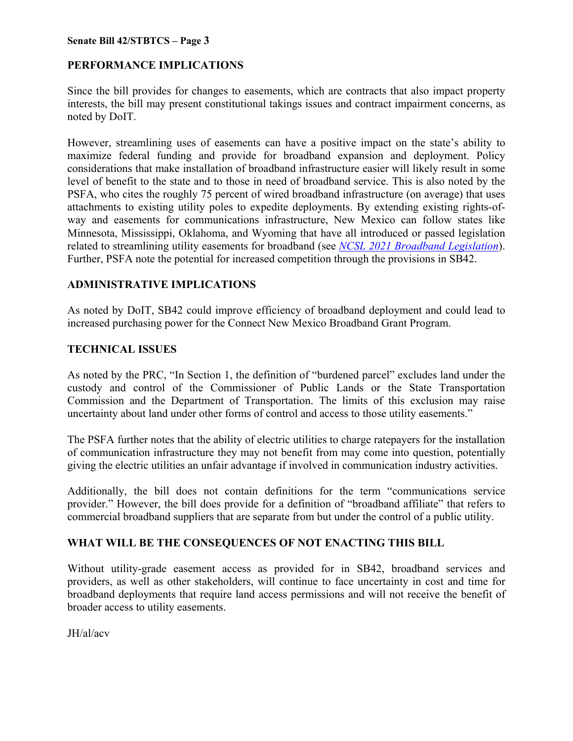## PERFORMANCE IMPLICATIONS

Since the bill provides for changes to easements, which are contracts that also impact property interests, the bill may present constitutional takings issues and contract impairment concerns, as noted by DoIT.

However, streamlining uses of easements can have a positive impact on the state's ability to maximize federal funding and provide for broadband expansion and deployment. Policy considerations that make installation of broadband infrastructure easier will likely result in some level of benefit to the state and to those in need of broadband service. This is also noted by the PSFA, who cites the roughly 75 percent of wired broadband infrastructure (on average) that uses attachments to existing utility poles to expedite deployments. By extending existing rights-of-way and easements for communications infrastructure, New Mexico can follow states like Minnesota, Mississippi, Oklahoma, and Wyoming that have all introduced or passed legislation related to streamlining utility easements for broadband (see *NCSL 2021 Broadband Legislation*). Further, PSFA note the potential for increased competition through the provisions in SB42.

## ADMINISTRATIVE IMPLICATIONS

As noted by DoIT, SB42 could improve efficiency of broadband deployment and could lead to increased purchasing power for the Connect New Mexico Broadband Grant Program.

## TECHNICAL ISSUES

As noted by the PRC, "In Section 1, the definition of "burdened parcel" excludes land under the custody and control of the Commissioner of Public Lands or the State Transportation Commission and the Department of Transportation. The limits of this exclusion may raise uncertainty about land under other forms of control and access to those utility easements."

The PSFA further notes that the ability of electric utilities to charge ratepayers for the installation of communication infrastructure they may not benefit from may come into question, potentially giving the electric utilities an unfair advantage if involved in communication industry activities.

Additionally, the bill does not contain definitions for the term "communications service provider." However, the bill does provide for a definition of "broadband affiliate" that refers to commercial broadband suppliers that are separate from but under the control of a public utility.

## WHAT WILL BE THE CONSEQUENCES OF NOT ENACTING THIS BILL

Without utility-grade easement access as provided for in SB42, broadband services and providers, as well as other stakeholders, will continue to face uncertainty in cost and time for broadband deployments that require land access permissions and will not receive the benefit of broader access to utility easements.

JH/al/acv